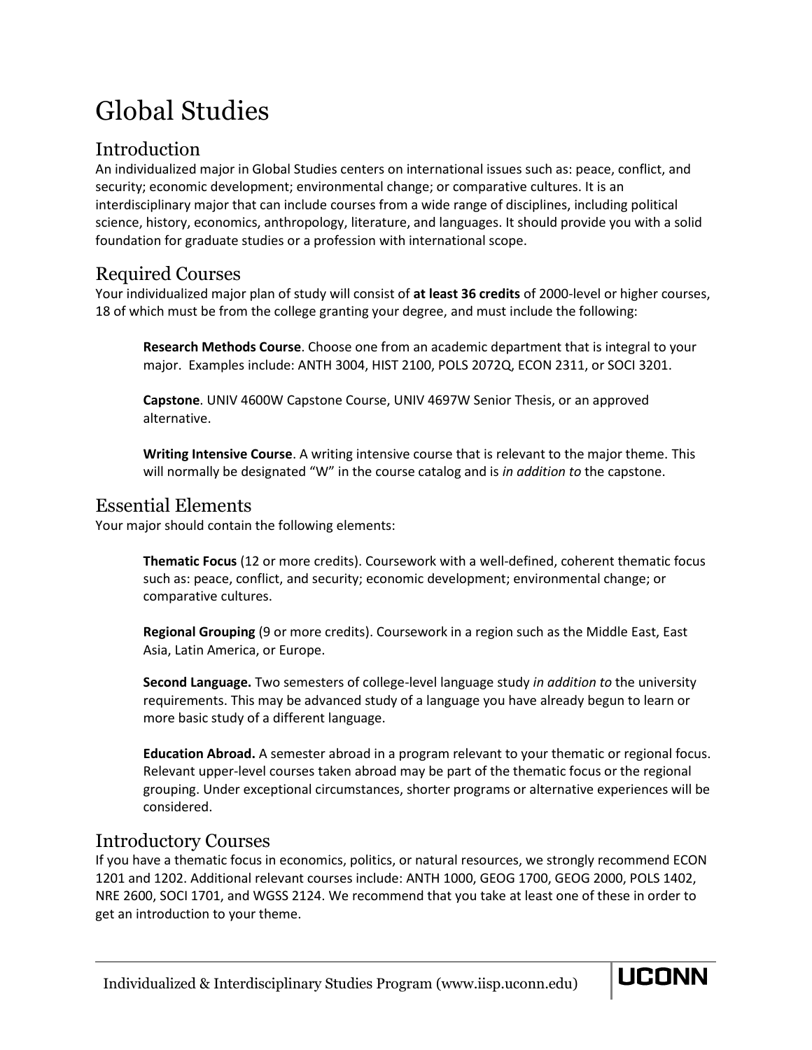# Global Studies

## Introduction

An individualized major in Global Studies centers on international issues such as: peace, conflict, and security; economic development; environmental change; or comparative cultures. It is an interdisciplinary major that can include courses from a wide range of disciplines, including political science, history, economics, anthropology, literature, and languages. It should provide you with a solid foundation for graduate studies or a profession with international scope.

## Required Courses

Your individualized major plan of study will consist of **at least 36 credits** of 2000-level or higher courses, 18 of which must be from the college granting your degree, and must include the following:

**Research Methods Course**. Choose one from an academic department that is integral to your major. Examples include: ANTH 3004, HIST 2100, POLS 2072Q, ECON 2311, or SOCI 3201.

**Capstone**. UNIV 4600W Capstone Course, UNIV 4697W Senior Thesis, or an approved alternative.

**Writing Intensive Course**. A writing intensive course that is relevant to the major theme. This will normally be designated "W" in the course catalog and is *in addition to* the capstone.

## Essential Elements

Your major should contain the following elements:

**Thematic Focus** (12 or more credits). Coursework with a well-defined, coherent thematic focus such as: peace, conflict, and security; economic development; environmental change; or comparative cultures.

**Regional Grouping** (9 or more credits). Coursework in a region such as the Middle East, East Asia, Latin America, or Europe.

**Second Language.** Two semesters of college-level language study *in addition to* the university requirements. This may be advanced study of a language you have already begun to learn or more basic study of a different language.

**Education Abroad.** A semester abroad in a program relevant to your thematic or regional focus. Relevant upper-level courses taken abroad may be part of the thematic focus or the regional grouping. Under exceptional circumstances, shorter programs or alternative experiences will be considered.

## Introductory Courses

If you have a thematic focus in economics, politics, or natural resources, we strongly recommend ECON 1201 and 1202. Additional relevant courses include: ANTH 1000, GEOG 1700, GEOG 2000, POLS 1402, NRE 2600, SOCI 1701, and WGSS 2124. We recommend that you take at least one of these in order to get an introduction to your theme.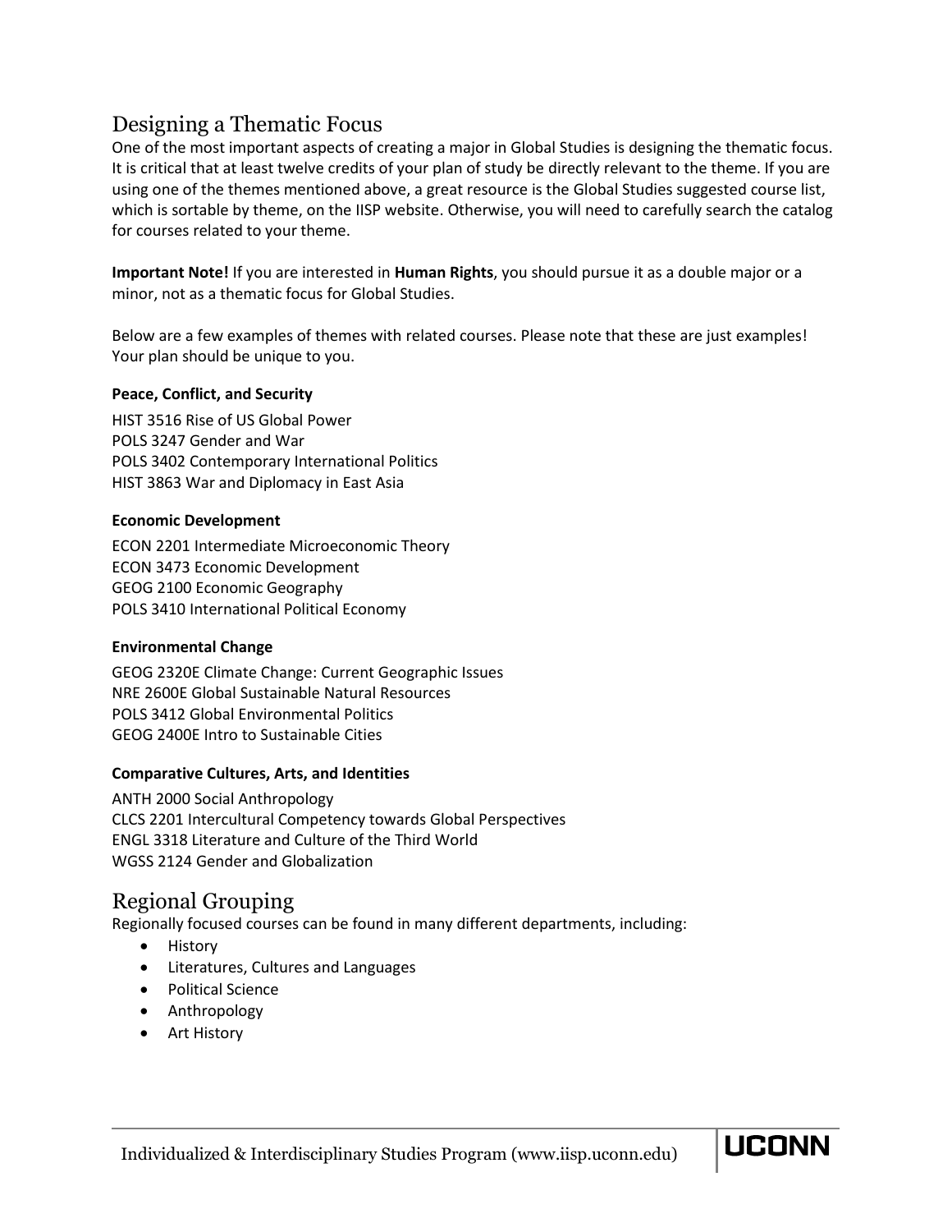## Designing a Thematic Focus

One of the most important aspects of creating a major in Global Studies is designing the thematic focus. It is critical that at least twelve credits of your plan of study be directly relevant to the theme. If you are using one of the themes mentioned above, a great resource is the Global Studies suggested course list, which is sortable by theme, on the IISP website. Otherwise, you will need to carefully search the catalog for courses related to your theme.

**Important Note!** If you are interested in **Human Rights**, you should pursue it as a double major or a minor, not as a thematic focus for Global Studies.

Below are a few examples of themes with related courses. Please note that these are just examples! Your plan should be unique to you.

**Peace, Conflict, and Security**

HIST 3516 Rise of US Global Power
POLS 3247 Gender and War
POLS 3402 Contemporary International Politics
HIST 3863 War and Diplomacy in East Asia

**Economic Development**

ECON 2201 Intermediate Microeconomic Theory
ECON 3473 Economic Development
GEOG 2100 Economic Geography
POLS 3410 International Political Economy

**Environmental Change**

GEOG 2320E Climate Change: Current Geographic Issues
NRE 2600E Global Sustainable Natural Resources
POLS 3412 Global Environmental Politics
GEOG 2400E Intro to Sustainable Cities

**Comparative Cultures, Arts, and Identities**

ANTH 2000 Social Anthropology
CLCS 2201 Intercultural Competency towards Global Perspectives
ENGL 3318 Literature and Culture of the Third World
WGSS 2124 Gender and Globalization

## Regional Grouping

Regionally focused courses can be found in many different departments, including:

- History
- Literatures, Cultures and Languages
- Political Science
- Anthropology
- Art History